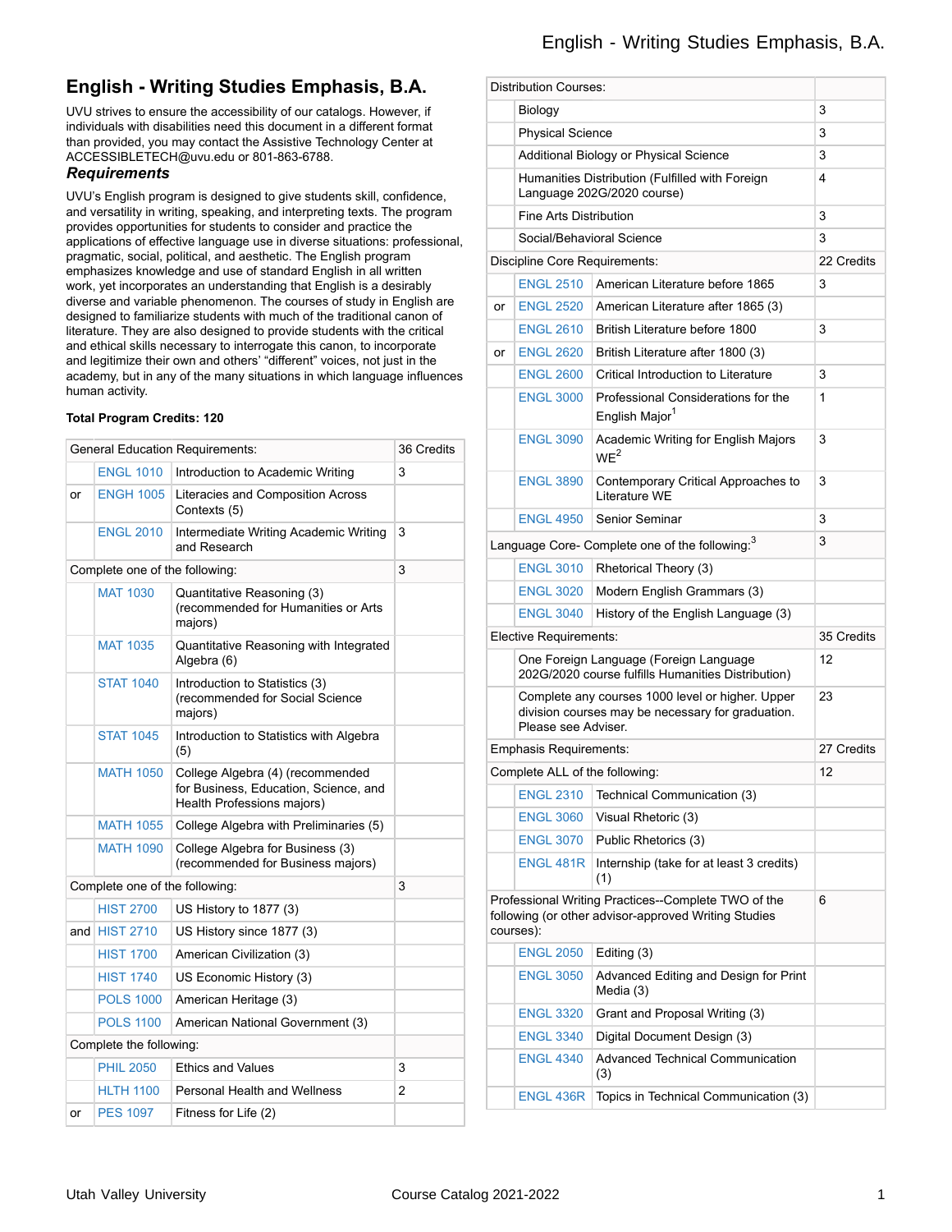# English - Writing Studies Emphasis, B.A.

UVU strives to ensure the accessibility of our catalogs. However, if individuals with disabilities need this document in a different format than provided, you may contact the Assistive Technology Center at ACCESSIBLETECH@uvu.edu or 801-863-6788.

### *Requirements*

UVU's English program is designed to give students skill, confidence, and versatility in writing, speaking, and interpreting texts. The program provides opportunities for students to consider and practice the applications of effective language use in diverse situations: professional, pragmatic, social, political, and aesthetic. The English program emphasizes knowledge and use of standard English in all written work, yet incorporates an understanding that English is a desirably diverse and variable phenomenon. The courses of study in English are designed to familiarize students with much of the traditional canon of literature. They are also designed to provide students with the critical and ethical skills necessary to interrogate this canon, to incorporate and legitimize their own and others' "different" voices, not just in the academy, but in any of the many situations in which language influences human activity.

**Total Program Credits: 120**

| General Education Requirements: | | | 36 Credits |
|---|---|---|---|
| | ENGL 1010 | Introduction to Academic Writing | 3 |
| or | ENGH 1005 | Literacies and Composition Across Contexts (5) | |
| | ENGL 2010 | Intermediate Writing Academic Writing and Research | 3 |
| Complete one of the following: | | | 3 |
| | MAT 1030 | Quantitative Reasoning (3) (recommended for Humanities or Arts majors) | |
| | MAT 1035 | Quantitative Reasoning with Integrated Algebra (6) | |
| | STAT 1040 | Introduction to Statistics (3) (recommended for Social Science majors) | |
| | STAT 1045 | Introduction to Statistics with Algebra (5) | |
| | MATH 1050 | College Algebra (4) (recommended for Business, Education, Science, and Health Professions majors) | |
| | MATH 1055 | College Algebra with Preliminaries (5) | |
| | MATH 1090 | College Algebra for Business (3) (recommended for Business majors) | |
| Complete one of the following: | | | 3 |
| | HIST 2700 | US History to 1877 (3) | |
| and | HIST 2710 | US History since 1877 (3) | |
| | HIST 1700 | American Civilization (3) | |
| | HIST 1740 | US Economic History (3) | |
| | POLS 1000 | American Heritage (3) | |
| | POLS 1100 | American National Government (3) | |
| Complete the following: | | | |
| | PHIL 2050 | Ethics and Values | 3 |
| | HLTH 1100 | Personal Health and Wellness | 2 |
| or | PES 1097 | Fitness for Life (2) | |
| Distribution Courses: | | | |
| | Biology | | 3 |
| | Physical Science | | 3 |
| | Additional Biology or Physical Science | | 3 |
| | Humanities Distribution (Fulfilled with Foreign Language 202G/2020 course) | | 4 |
| | Fine Arts Distribution | | 3 |
| | Social/Behavioral Science | | 3 |
| Discipline Core Requirements: | | | 22 Credits |
| | ENGL 2510 | American Literature before 1865 | 3 |
| or | ENGL 2520 | American Literature after 1865 (3) | |
| | ENGL 2610 | British Literature before 1800 | 3 |
| or | ENGL 2620 | British Literature after 1800 (3) | |
| | ENGL 2600 | Critical Introduction to Literature | 3 |
| | ENGL 3000 | Professional Considerations for the English Major[1] | 1 |
| | ENGL 3090 | Academic Writing for English Majors WE[2] | 3 |
| | ENGL 3890 | Contemporary Critical Approaches to Literature WE | 3 |
| | ENGL 4950 | Senior Seminar | 3 |
| Language Core- Complete one of the following:[3] | | | 3 |
| | ENGL 3010 | Rhetorical Theory (3) | |
| | ENGL 3020 | Modern English Grammars (3) | |
| | ENGL 3040 | History of the English Language (3) | |
| Elective Requirements: | | | 35 Credits |
| | One Foreign Language (Foreign Language 202G/2020 course fulfills Humanities Distribution) | | 12 |
| | Complete any courses 1000 level or higher. Upper division courses may be necessary for graduation. Please see Adviser. | | 23 |
| Emphasis Requirements: | | | 27 Credits |
| Complete ALL of the following: | | | 12 |
| | ENGL 2310 | Technical Communication (3) | |
| | ENGL 3060 | Visual Rhetoric (3) | |
| | ENGL 3070 | Public Rhetorics (3) | |
| | ENGL 481R | Internship (take for at least 3 credits) (1) | |
| Professional Writing Practices--Complete TWO of the following (or other advisor-approved Writing Studies courses): | | | 6 |
| | ENGL 2050 | Editing (3) | |
| | ENGL 3050 | Advanced Editing and Design for Print Media (3) | |
| | ENGL 3320 | Grant and Proposal Writing (3) | |
| | ENGL 3340 | Digital Document Design (3) | |
| | ENGL 4340 | Advanced Technical Communication (3) | |
| | ENGL 436R | Topics in Technical Communication (3) | |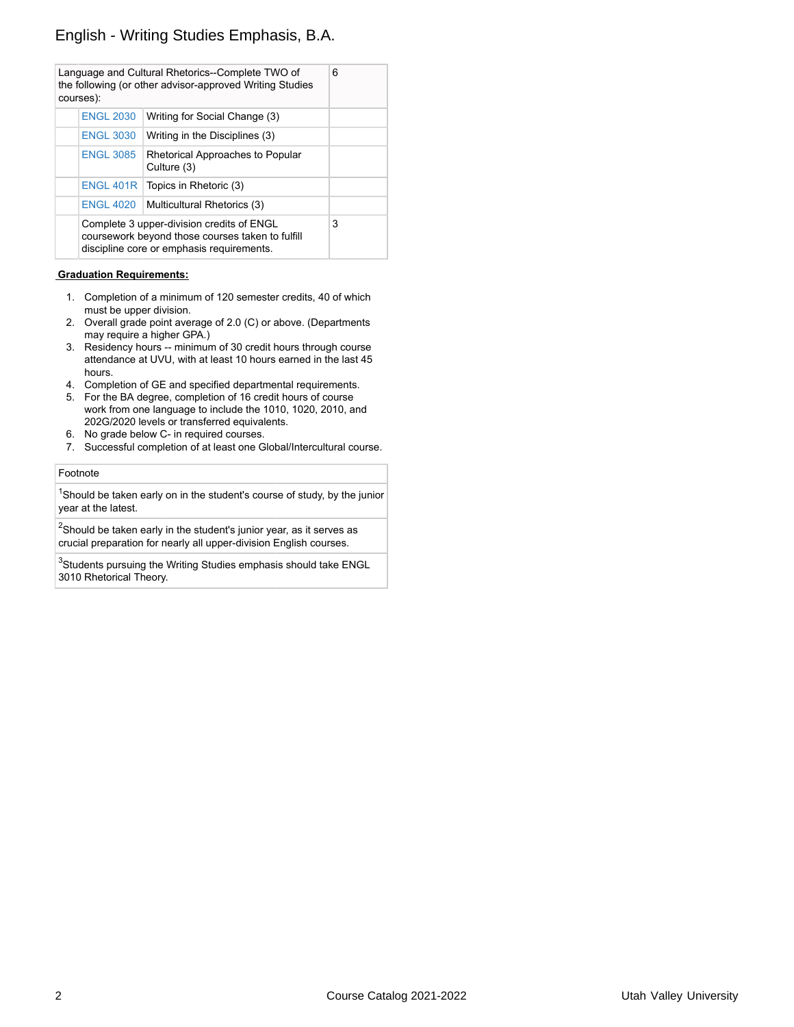# English - Writing Studies Emphasis, B.A.

| | | | |
|---|---|---|---|
| Language and Cultural Rhetorics--Complete TWO of the following (or other advisor-approved Writing Studies courses): | | | 6 |
| | ENGL 2030 | Writing for Social Change (3) | |
| | ENGL 3030 | Writing in the Disciplines (3) | |
| | ENGL 3085 | Rhetorical Approaches to Popular Culture (3) | |
| | ENGL 401R | Topics in Rhetoric (3) | |
| | ENGL 4020 | Multicultural Rhetorics (3) | |
| | Complete 3 upper-division credits of ENGL coursework beyond those courses taken to fulfill discipline core or emphasis requirements. | | 3 |

**Graduation Requirements:**

1. Completion of a minimum of 120 semester credits, 40 of which must be upper division.
2. Overall grade point average of 2.0 (C) or above. (Departments may require a higher GPA.)
3. Residency hours -- minimum of 30 credit hours through course attendance at UVU, with at least 10 hours earned in the last 45 hours.
4. Completion of GE and specified departmental requirements.
5. For the BA degree, completion of 16 credit hours of course work from one language to include the 1010, 1020, 2010, and 202G/2020 levels or transferred equivalents.
6. No grade below C- in required courses.
7. Successful completion of at least one Global/Intercultural course.

| Footnote |
|---|
| [1]Should be taken early on in the student's course of study, by the junior year at the latest. |
| [2]Should be taken early in the student's junior year, as it serves as crucial preparation for nearly all upper-division English courses. |
| [3]Students pursuing the Writing Studies emphasis should take ENGL 3010 Rhetorical Theory. |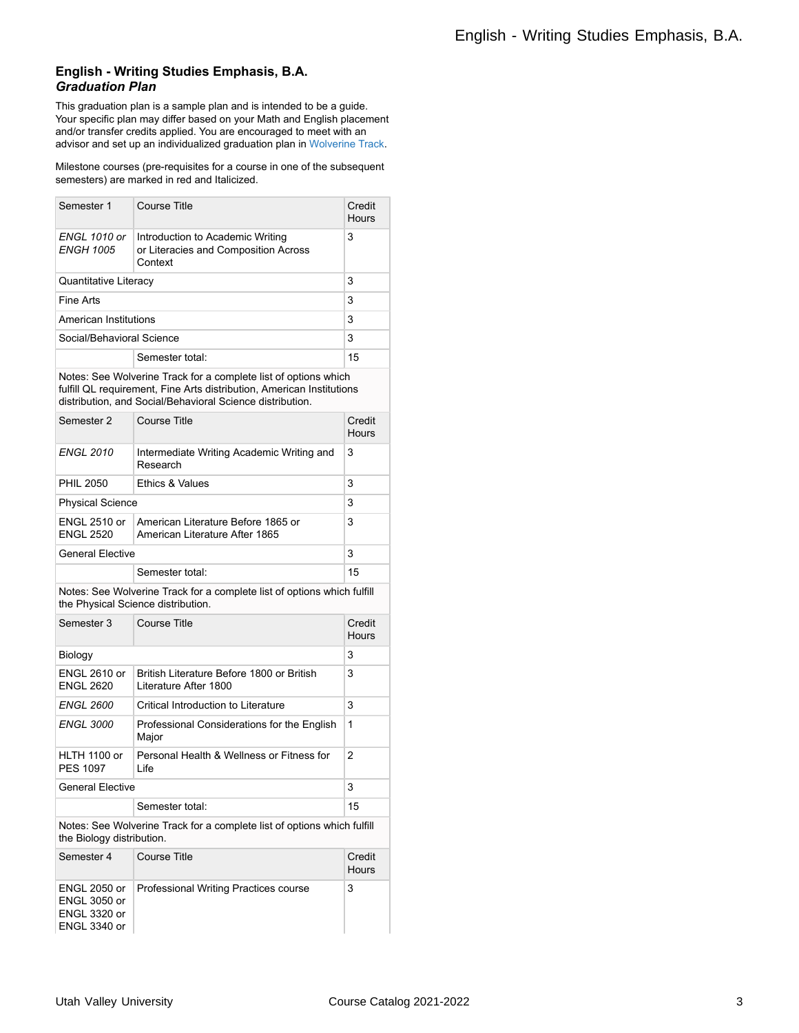## English - Writing Studies Emphasis, B.A.
### *Graduation Plan*

This graduation plan is a sample plan and is intended to be a guide. Your specific plan may differ based on your Math and English placement and/or transfer credits applied. You are encouraged to meet with an advisor and set up an individualized graduation plan in Wolverine Track.

Milestone courses (pre-requisites for a course in one of the subsequent semesters) are marked in red and Italicized.

| Semester 1 | Course Title | Credit Hours |
|---|---|---|
| *ENGL 1010 or ENGH 1005* | Introduction to Academic Writing or Literacies and Composition Across Context | 3 |
| Quantitative Literacy | | 3 |
| Fine Arts | | 3 |
| American Institutions | | 3 |
| Social/Behavioral Science | | 3 |
| | Semester total: | 15 |
| Notes: See Wolverine Track for a complete list of options which fulfill QL requirement, Fine Arts distribution, American Institutions distribution, and Social/Behavioral Science distribution. | | |

| Semester 2 | Course Title | Credit Hours |
|---|---|---|
| *ENGL 2010* | Intermediate Writing Academic Writing and Research | 3 |
| PHIL 2050 | Ethics & Values | 3 |
| Physical Science | | 3 |
| ENGL 2510 or ENGL 2520 | American Literature Before 1865 or American Literature After 1865 | 3 |
| General Elective | | 3 |
| | Semester total: | 15 |
| Notes: See Wolverine Track for a complete list of options which fulfill the Physical Science distribution. | | |

| Semester 3 | Course Title | Credit Hours |
|---|---|---|
| Biology | | 3 |
| ENGL 2610 or ENGL 2620 | British Literature Before 1800 or British Literature After 1800 | 3 |
| *ENGL 2600* | Critical Introduction to Literature | 3 |
| *ENGL 3000* | Professional Considerations for the English Major | 1 |
| HLTH 1100 or PES 1097 | Personal Health & Wellness or Fitness for Life | 2 |
| General Elective | | 3 |
| | Semester total: | 15 |
| Notes: See Wolverine Track for a complete list of options which fulfill the Biology distribution. | | |

| Semester 4 | Course Title | Credit Hours |
|---|---|---|
| ENGL 2050 or ENGL 3050 or ENGL 3320 or ENGL 3340 or | Professional Writing Practices course | 3 |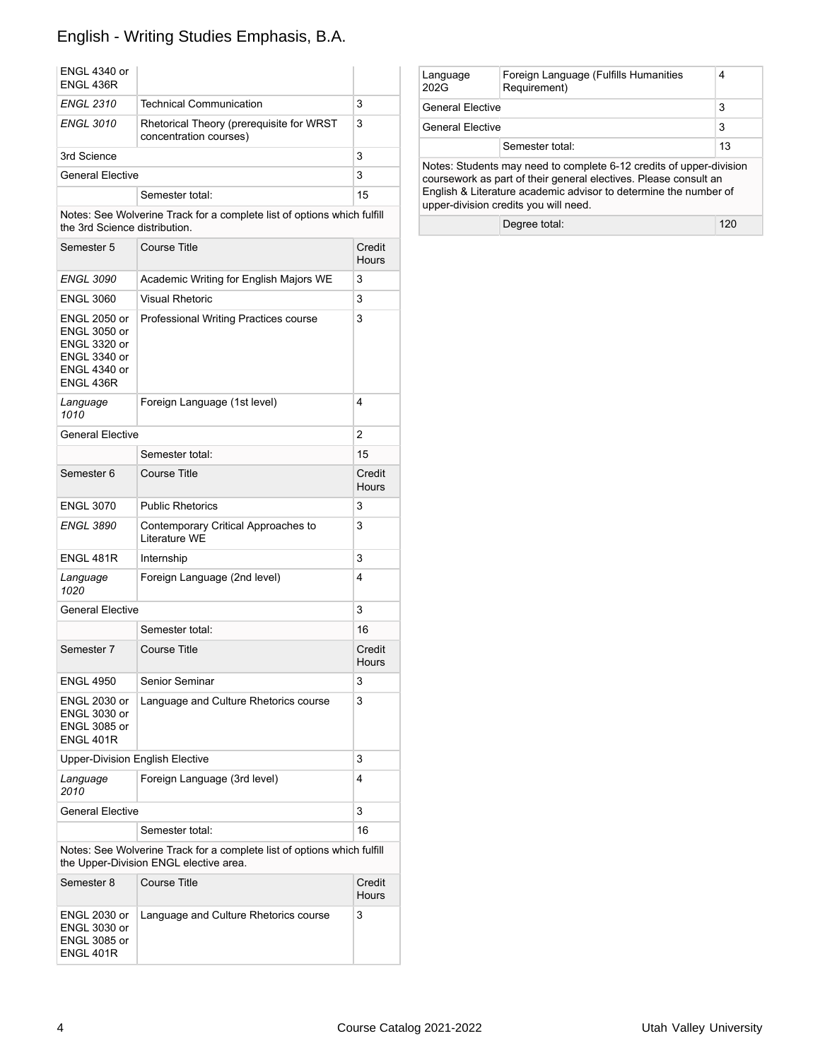| | | |
|---|---|---|
| ENGL 4340 or ENGL 436R | | |
| *ENGL 2310* | Technical Communication | 3 |
| *ENGL 3010* | Rhetorical Theory (prerequisite for WRST concentration courses) | 3 |
| 3rd Science | | 3 |
| General Elective | | 3 |
| | Semester total: | 15 |

Notes: See Wolverine Track for a complete list of options which fulfill the 3rd Science distribution.

| Semester 5 | Course Title | Credit Hours |
|---|---|---|
| *ENGL 3090* | Academic Writing for English Majors WE | 3 |
| ENGL 3060 | Visual Rhetoric | 3 |
| ENGL 2050 or ENGL 3050 or ENGL 3320 or ENGL 3340 or ENGL 4340 or ENGL 436R | Professional Writing Practices course | 3 |
| *Language 1010* | Foreign Language (1st level) | 4 |
| General Elective | | 2 |
| | Semester total: | 15 |

| Semester 6 | Course Title | Credit Hours |
|---|---|---|
| ENGL 3070 | Public Rhetorics | 3 |
| *ENGL 3890* | Contemporary Critical Approaches to Literature WE | 3 |
| ENGL 481R | Internship | 3 |
| *Language 1020* | Foreign Language (2nd level) | 4 |
| General Elective | | 3 |
| | Semester total: | 16 |

| Semester 7 | Course Title | Credit Hours |
|---|---|---|
| ENGL 4950 | Senior Seminar | 3 |
| ENGL 2030 or ENGL 3030 or ENGL 3085 or ENGL 401R | Language and Culture Rhetorics course | 3 |
| Upper-Division English Elective | | 3 |
| *Language 2010* | Foreign Language (3rd level) | 4 |
| General Elective | | 3 |
| | Semester total: | 16 |

Notes: See Wolverine Track for a complete list of options which fulfill the Upper-Division ENGL elective area.

| Semester 8 | Course Title | Credit Hours |
|---|---|---|
| ENGL 2030 or ENGL 3030 or ENGL 3085 or ENGL 401R | Language and Culture Rhetorics course | 3 |
| Language 202G | Foreign Language (Fulfills Humanities Requirement) | 4 |
| General Elective | | 3 |
| General Elective | | 3 |
| | Semester total: | 13 |

Notes: Students may need to complete 6-12 credits of upper-division coursework as part of their general electives. Please consult an English & Literature academic advisor to determine the number of upper-division credits you will need.

| | | |
|---|---|---|
| | Degree total: | 120 |